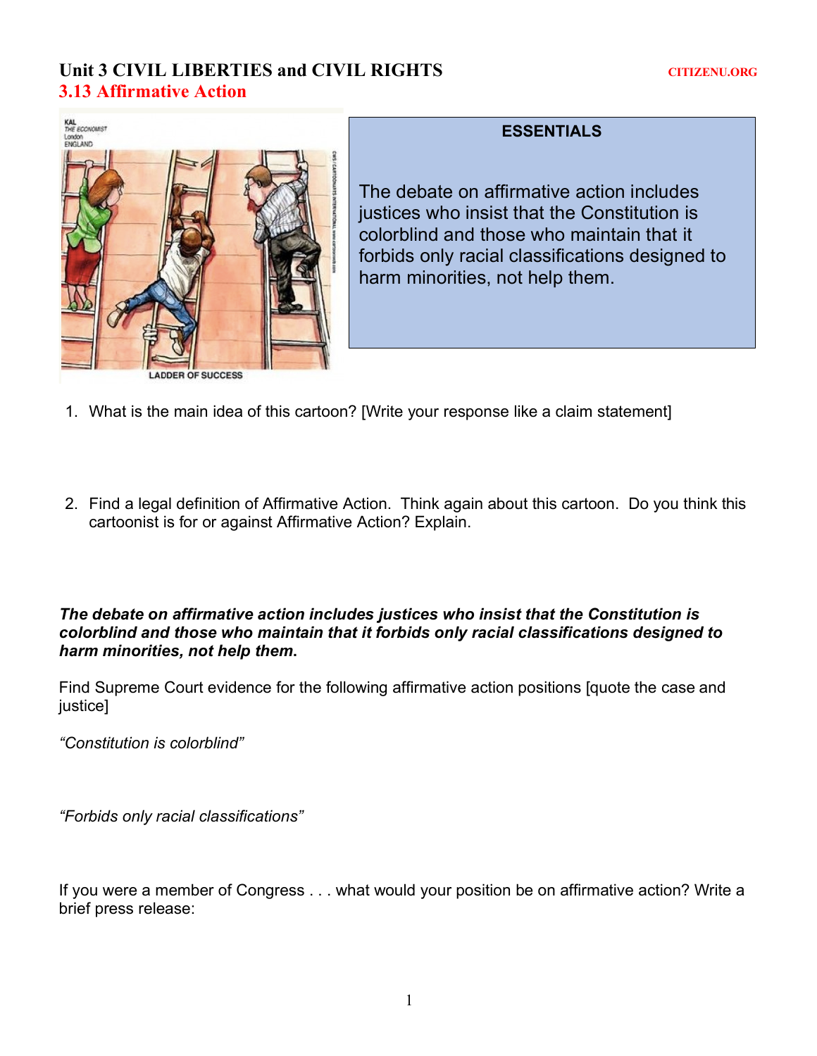# Unit 3 CIVIL LIBERTIES and CIVIL RIGHTS

CITIZENU.ORG

## 3.13 Affirmative Action

**ESSENTIALS**

The debate on affirmative action includes justices who insist that the Constitution is colorblind and those who maintain that it forbids only racial classifications designed to harm minorities, not help them.

1. What is the main idea of this cartoon? [Write your response like a claim statement]

2. Find a legal definition of Affirmative Action. Think again about this cartoon. Do you think this cartoonist is for or against Affirmative Action? Explain.

***The debate on affirmative action includes justices who insist that the Constitution is colorblind and those who maintain that it forbids only racial classifications designed to harm minorities, not help them.***

Find Supreme Court evidence for the following affirmative action positions [quote the case and justice]

*"Constitution is colorblind"*

*"Forbids only racial classifications"*

If you were a member of Congress . . . what would your position be on affirmative action? Write a brief press release: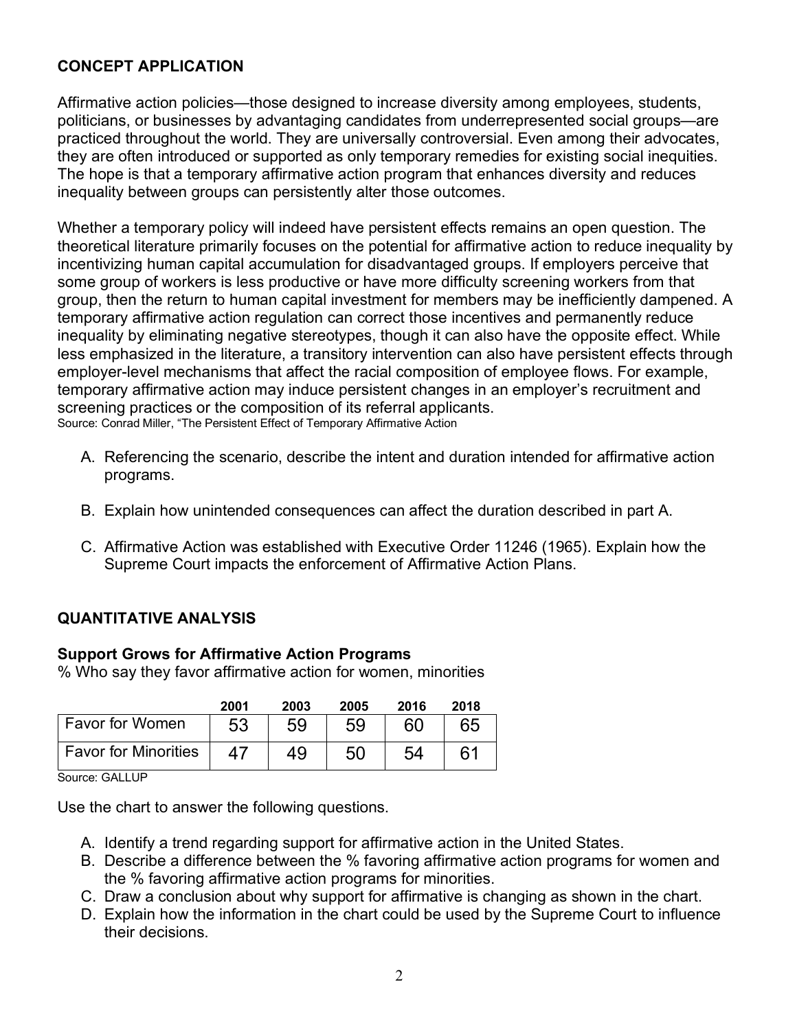## CONCEPT APPLICATION

Affirmative action policies—those designed to increase diversity among employees, students, politicians, or businesses by advantaging candidates from underrepresented social groups—are practiced throughout the world. They are universally controversial. Even among their advocates, they are often introduced or supported as only temporary remedies for existing social inequities. The hope is that a temporary affirmative action program that enhances diversity and reduces inequality between groups can persistently alter those outcomes.

Whether a temporary policy will indeed have persistent effects remains an open question. The theoretical literature primarily focuses on the potential for affirmative action to reduce inequality by incentivizing human capital accumulation for disadvantaged groups. If employers perceive that some group of workers is less productive or have more difficulty screening workers from that group, then the return to human capital investment for members may be inefficiently dampened. A temporary affirmative action regulation can correct those incentives and permanently reduce inequality by eliminating negative stereotypes, though it can also have the opposite effect. While less emphasized in the literature, a transitory intervention can also have persistent effects through employer-level mechanisms that affect the racial composition of employee flows. For example, temporary affirmative action may induce persistent changes in an employer's recruitment and screening practices or the composition of its referral applicants.

Source: Conrad Miller, "The Persistent Effect of Temporary Affirmative Action

A. Referencing the scenario, describe the intent and duration intended for affirmative action programs.

B. Explain how unintended consequences can affect the duration described in part A.

C. Affirmative Action was established with Executive Order 11246 (1965). Explain how the Supreme Court impacts the enforcement of Affirmative Action Plans.

## QUANTITATIVE ANALYSIS

**Support Grows for Affirmative Action Programs**

% Who say they favor affirmative action for women, minorities

| | 2001 | 2003 | 2005 | 2016 | 2018 |
|---|---|---|---|---|---|
| Favor for Women | 53 | 59 | 59 | 60 | 65 |
| Favor for Minorities | 47 | 49 | 50 | 54 | 61 |

Source: GALLUP

Use the chart to answer the following questions.

A. Identify a trend regarding support for affirmative action in the United States.
B. Describe a difference between the % favoring affirmative action programs for women and the % favoring affirmative action programs for minorities.
C. Draw a conclusion about why support for affirmative is changing as shown in the chart.
D. Explain how the information in the chart could be used by the Supreme Court to influence their decisions.